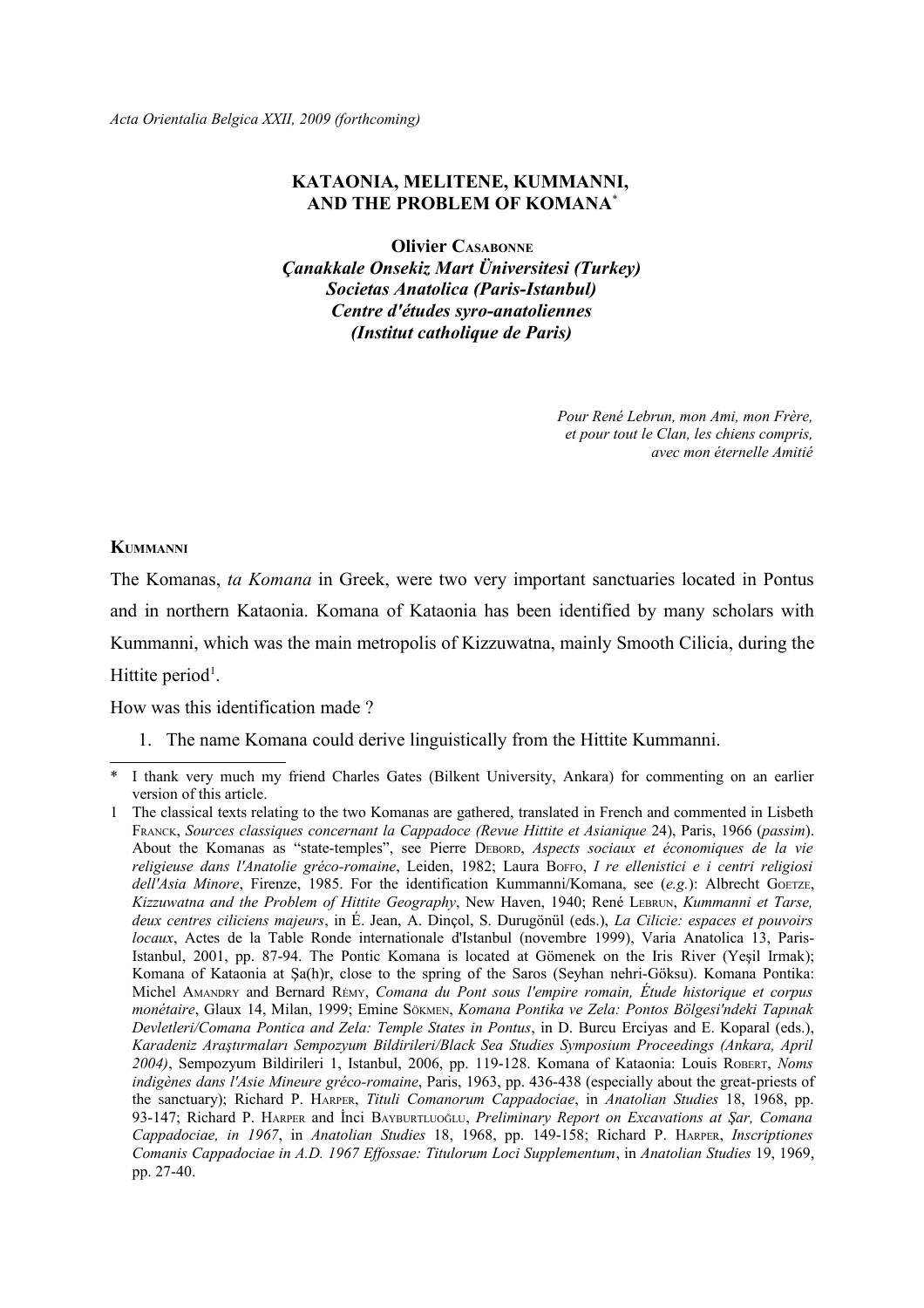*Acta Orientalia Belgica XXII, 2009 (forthcoming)*

# KATAONIA, MELITENE, KUMMANNI, AND THE PROBLEM OF KOMANA[*]

**Olivier Casabonne**
***Çanakkale Onsekiz Mart Üniversitesi (Turkey)***
***Societas Anatolica (Paris-Istanbul)***
***Centre d'études syro-anatoliennes***
***(Institut catholique de Paris)***

*Pour René Lebrun, mon Ami, mon Frère,*
*et pour tout le Clan, les chiens compris,*
*avec mon éternelle Amitié*

## Kummanni

The Komanas, *ta Komana* in Greek, were two very important sanctuaries located in Pontus and in northern Kataonia. Komana of Kataonia has been identified by many scholars with Kummanni, which was the main metropolis of Kizzuwatna, mainly Smooth Cilicia, during the Hittite period[1].

How was this identification made ?

1. The name Komana could derive linguistically from the Hittite Kummanni.

---

\* I thank very much my friend Charles Gates (Bilkent University, Ankara) for commenting on an earlier version of this article.

1 The classical texts relating to the two Komanas are gathered, translated in French and commented in Lisbeth Franck, *Sources classiques concernant la Cappadoce (Revue Hittite et Asianique* 24), Paris, 1966 (*passim*). About the Komanas as "state-temples", see Pierre Debord, *Aspects sociaux et économiques de la vie religieuse dans l'Anatolie gréco-romaine*, Leiden, 1982; Laura Boffo, *I re ellenistici e i centri religiosi dell'Asia Minore*, Firenze, 1985. For the identification Kummanni/Komana, see (*e.g.*): Albrecht Goetze, *Kizzuwatna and the Problem of Hittite Geography*, New Haven, 1940; René Lebrun, *Kummanni et Tarse, deux centres ciliciens majeurs*, in É. Jean, A. Dinçol, S. Durugönül (eds.), *La Cilicie: espaces et pouvoirs locaux*, Actes de la Table Ronde internationale d'Istanbul (novembre 1999), Varia Anatolica 13, Paris-Istanbul, 2001, pp. 87-94. The Pontic Komana is located at Gömenek on the Iris River (Yeşil Irmak); Komana of Kataonia at Şa(h)r, close to the spring of the Saros (Seyhan nehri-Göksu). Komana Pontika: Michel Amandry and Bernard Rémy, *Comana du Pont sous l'empire romain, Étude historique et corpus monétaire*, Glaux 14, Milan, 1999; Emine Sökmen, *Komana Pontika ve Zela: Pontos Bölgesi'ndeki Tapınak Devletleri/Comana Pontica and Zela: Temple States in Pontus*, in D. Burcu Erciyas and E. Koparal (eds.), *Karadeniz Araştırmaları Sempozyum Bildirileri/Black Sea Studies Symposium Proceedings (Ankara, April 2004)*, Sempozyum Bildirileri 1, Istanbul, 2006, pp. 119-128. Komana of Kataonia: Louis Robert, *Noms indigènes dans l'Asie Mineure gréco-romaine*, Paris, 1963, pp. 436-438 (especially about the great-priests of the sanctuary); Richard P. Harper, *Tituli Comanorum Cappadociae*, in *Anatolian Studies* 18, 1968, pp. 93-147; Richard P. Harper and İnci Bayburtluoğlu, *Preliminary Report on Excavations at Şar, Comana Cappadociae, in 1967*, in *Anatolian Studies* 18, 1968, pp. 149-158; Richard P. Harper, *Inscriptiones Comanis Cappadociae in A.D. 1967 Effossae: Titulorum Loci Supplementum*, in *Anatolian Studies* 19, 1969, pp. 27-40.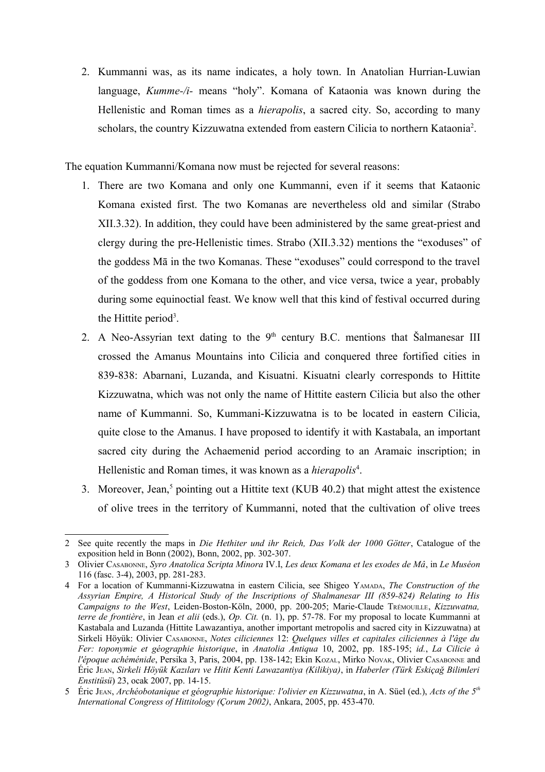2. Kummanni was, as its name indicates, a holy town. In Anatolian Hurrian-Luwian language, *Kumme-/i-* means "holy". Komana of Kataonia was known during the Hellenistic and Roman times as a *hierapolis*, a sacred city. So, according to many scholars, the country Kizzuwatna extended from eastern Cilicia to northern Kataonia[2].

The equation Kummanni/Komana now must be rejected for several reasons:

1. There are two Komana and only one Kummanni, even if it seems that Kataonic Komana existed first. The two Komanas are nevertheless old and similar (Strabo XII.3.32). In addition, they could have been administered by the same great-priest and clergy during the pre-Hellenistic times. Strabo (XII.3.32) mentions the "exoduses" of the goddess Mā in the two Komanas. These "exoduses" could correspond to the travel of the goddess from one Komana to the other, and vice versa, twice a year, probably during some equinoctial feast. We know well that this kind of festival occurred during the Hittite period[3].
2. A Neo-Assyrian text dating to the 9th century B.C. mentions that Šalmanesar III crossed the Amanus Mountains into Cilicia and conquered three fortified cities in 839-838: Abarnani, Luzanda, and Kisuatni. Kisuatni clearly corresponds to Hittite Kizzuwatna, which was not only the name of Hittite eastern Cilicia but also the other name of Kummanni. So, Kummani-Kizzuwatna is to be located in eastern Cilicia, quite close to the Amanus. I have proposed to identify it with Kastabala, an important sacred city during the Achaemenid period according to an Aramaic inscription; in Hellenistic and Roman times, it was known as a *hierapolis*[4].
3. Moreover, Jean,[5] pointing out a Hittite text (KUB 40.2) that might attest the existence of olive trees in the territory of Kummanni, noted that the cultivation of olive trees

---

2 See quite recently the maps in *Die Hethiter und ihr Reich, Das Volk der 1000 Götter*, Catalogue of the exposition held in Bonn (2002), Bonn, 2002, pp. 302-307.

3 Olivier Casabonne, *Syro Anatolica Scripta Minora* IV.I, *Les deux Komana et les exodes de Mâ*, in *Le Muséon* 116 (fasc. 3-4), 2003, pp. 281-283.

4 For a location of Kummanni-Kizzuwatna in eastern Cilicia, see Shigeo Yamada, *The Construction of the Assyrian Empire, A Historical Study of the Inscriptions of Shalmanesar III (859-824) Relating to His Campaigns to the West*, Leiden-Boston-Köln, 2000, pp. 200-205; Marie-Claude Trémouille, *Kizzuwatna, terre de frontière*, in Jean *et alii* (eds.), *Op. Cit.* (n. 1), pp. 57-78. For my proposal to locate Kummanni at Kastabala and Luzanda (Hittite Lawazantiya, another important metropolis and sacred city in Kizzuwatna) at Sirkeli Höyük: Olivier Casabonne, *Notes ciliciennes* 12: *Quelques villes et capitales ciliciennes à l'âge du Fer: toponymie et géographie historique*, in *Anatolia Antiqua* 10, 2002, pp. 185-195; *id.*, *La Cilicie à l'époque achéménide*, Persika 3, Paris, 2004, pp. 138-142; Ekin Kozal, Mirko Novak, Olivier Casabonne and Éric Jean, *Sirkeli Höyük Kazıları ve Hitit Kenti Lawazantiya (Kilikiya)*, in *Haberler (Türk Eskiçağ Bilimleri Enstitüsü)* 23, ocak 2007, pp. 14-15.

5 Éric Jean, *Archéobotanique et géographie historique: l'olivier en Kizzuwatna*, in A. Süel (ed.), *Acts of the 5th International Congress of Hittitology (Çorum 2002)*, Ankara, 2005, pp. 453-470.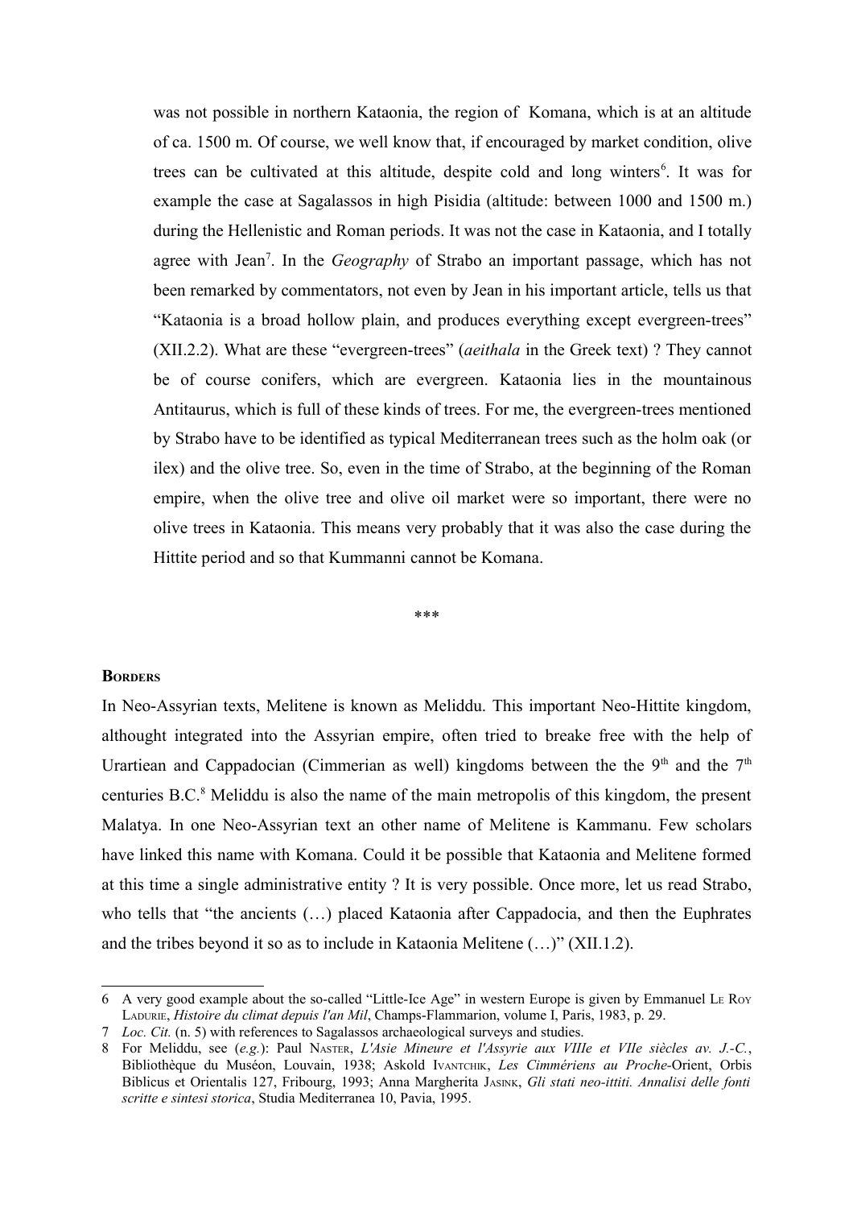was not possible in northern Kataonia, the region of Komana, which is at an altitude of ca. 1500 m. Of course, we well know that, if encouraged by market condition, olive trees can be cultivated at this altitude, despite cold and long winters[6]. It was for example the case at Sagalassos in high Pisidia (altitude: between 1000 and 1500 m.) during the Hellenistic and Roman periods. It was not the case in Kataonia, and I totally agree with Jean[7]. In the *Geography* of Strabo an important passage, which has not been remarked by commentators, not even by Jean in his important article, tells us that "Kataonia is a broad hollow plain, and produces everything except evergreen-trees" (XII.2.2). What are these "evergreen-trees" (*aeithala* in the Greek text) ? They cannot be of course conifers, which are evergreen. Kataonia lies in the mountainous Antitaurus, which is full of these kinds of trees. For me, the evergreen-trees mentioned by Strabo have to be identified as typical Mediterranean trees such as the holm oak (or ilex) and the olive tree. So, even in the time of Strabo, at the beginning of the Roman empire, when the olive tree and olive oil market were so important, there were no olive trees in Kataonia. This means very probably that it was also the case during the Hittite period and so that Kummanni cannot be Komana.

***

**Borders**

In Neo-Assyrian texts, Melitene is known as Meliddu. This important Neo-Hittite kingdom, althought integrated into the Assyrian empire, often tried to breake free with the help of Urartiean and Cappadocian (Cimmerian as well) kingdoms between the the 9th and the 7th centuries B.C.[8] Meliddu is also the name of the main metropolis of this kingdom, the present Malatya. In one Neo-Assyrian text an other name of Melitene is Kammanu. Few scholars have linked this name with Komana. Could it be possible that Kataonia and Melitene formed at this time a single administrative entity ? It is very possible. Once more, let us read Strabo, who tells that "the ancients (…) placed Kataonia after Cappadocia, and then the Euphrates and the tribes beyond it so as to include in Kataonia Melitene (…)" (XII.1.2).

---

6 A very good example about the so-called "Little-Ice Age" in western Europe is given by Emmanuel Le Roy Ladurie, *Histoire du climat depuis l'an Mil*, Champs-Flammarion, volume I, Paris, 1983, p. 29.

7 *Loc. Cit.* (n. 5) with references to Sagalassos archaeological surveys and studies.

8 For Meliddu, see (*e.g.*): Paul Naster, *L'Asie Mineure et l'Assyrie aux VIIIe et VIIe siècles av. J.-C.*, Bibliothèque du Muséon, Louvain, 1938; Askold Ivantchik, *Les Cimmériens au Proche-*Orient, Orbis Biblicus et Orientalis 127, Fribourg, 1993; Anna Margherita Jasink, *Gli stati neo-ittiti. Annalisi delle fonti scritte e sintesi storica*, Studia Mediterranea 10, Pavia, 1995.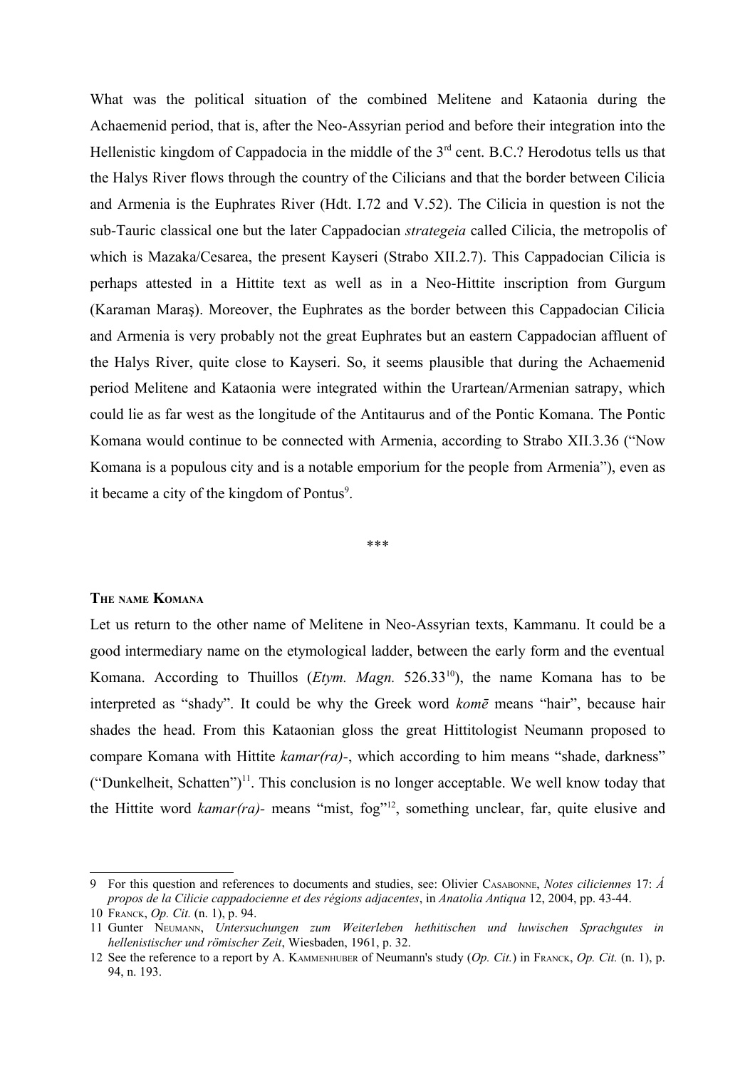What was the political situation of the combined Melitene and Kataonia during the Achaemenid period, that is, after the Neo-Assyrian period and before their integration into the Hellenistic kingdom of Cappadocia in the middle of the 3rd cent. B.C.? Herodotus tells us that the Halys River flows through the country of the Cilicians and that the border between Cilicia and Armenia is the Euphrates River (Hdt. I.72 and V.52). The Cilicia in question is not the sub-Tauric classical one but the later Cappadocian *strategeia* called Cilicia, the metropolis of which is Mazaka/Cesarea, the present Kayseri (Strabo XII.2.7). This Cappadocian Cilicia is perhaps attested in a Hittite text as well as in a Neo-Hittite inscription from Gurgum (Karaman Maraş). Moreover, the Euphrates as the border between this Cappadocian Cilicia and Armenia is very probably not the great Euphrates but an eastern Cappadocian affluent of the Halys River, quite close to Kayseri. So, it seems plausible that during the Achaemenid period Melitene and Kataonia were integrated within the Urartean/Armenian satrapy, which could lie as far west as the longitude of the Antitaurus and of the Pontic Komana. The Pontic Komana would continue to be connected with Armenia, according to Strabo XII.3.36 ("Now Komana is a populous city and is a notable emporium for the people from Armenia"), even as it became a city of the kingdom of Pontus[9].

\*\*\*

### The name Komana

Let us return to the other name of Melitene in Neo-Assyrian texts, Kammanu. It could be a good intermediary name on the etymological ladder, between the early form and the eventual Komana. According to Thuillos (*Etym. Magn.* 526.33[10]), the name Komana has to be interpreted as "shady". It could be why the Greek word *komē* means "hair", because hair shades the head. From this Kataonian gloss the great Hittitologist Neumann proposed to compare Komana with Hittite *kamar(ra)-*, which according to him means "shade, darkness" ("Dunkelheit, Schatten")[11]. This conclusion is no longer acceptable. We well know today that the Hittite word *kamar(ra)-* means "mist, fog"[12], something unclear, far, quite elusive and

---

9 For this question and references to documents and studies, see: Olivier Casabonne, *Notes ciliciennes* 17: *Á propos de la Cilicie cappadocienne et des régions adjacentes*, in *Anatolia Antiqua* 12, 2004, pp. 43-44.

10 Franck, *Op. Cit.* (n. 1), p. 94.

11 Gunter Neumann, *Untersuchungen zum Weiterleben hethitischen und luwischen Sprachgutes in hellenistischer und römischer Zeit*, Wiesbaden, 1961, p. 32.

12 See the reference to a report by A. Kammenhuber of Neumann's study (*Op. Cit.*) in Franck, *Op. Cit.* (n. 1), p. 94, n. 193.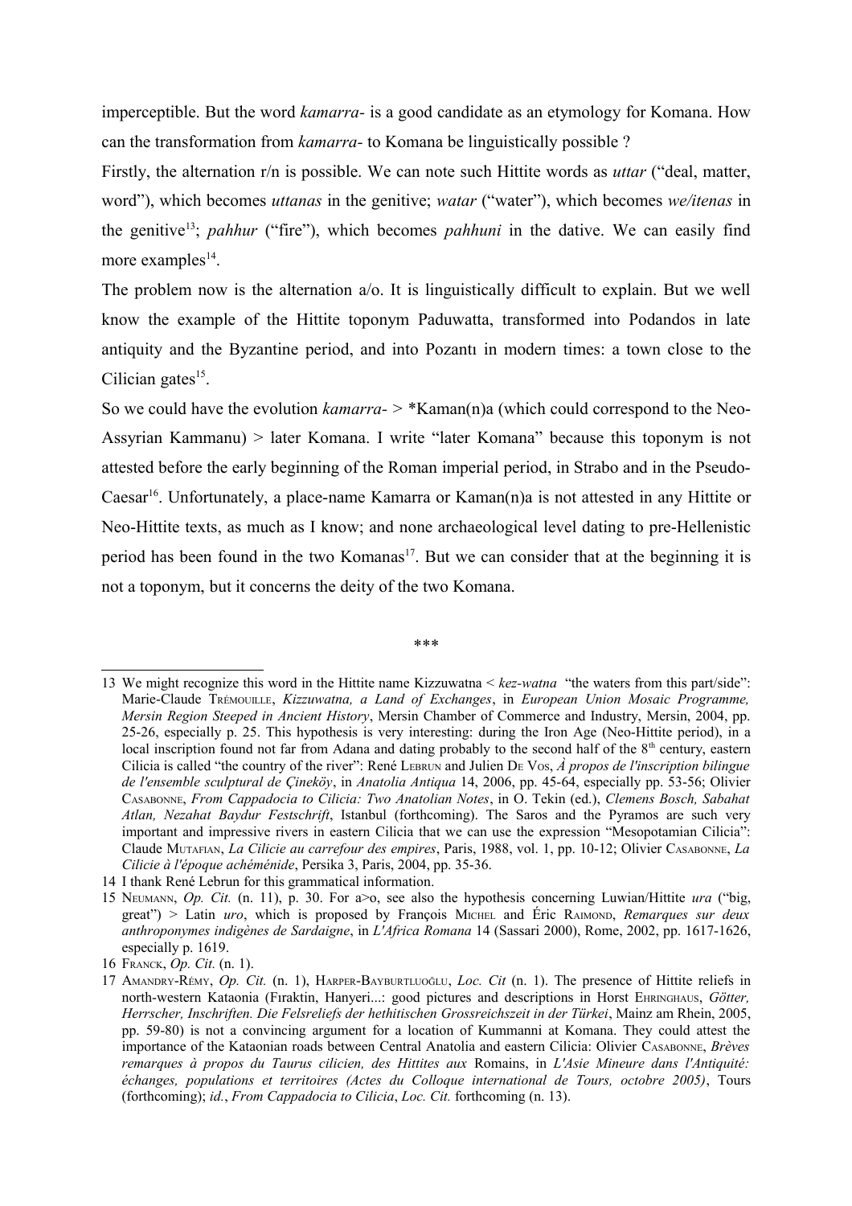imperceptible. But the word *kamarra-* is a good candidate as an etymology for Komana. How can the transformation from *kamarra-* to Komana be linguistically possible ?

Firstly, the alternation r/n is possible. We can note such Hittite words as *uttar* ("deal, matter, word"), which becomes *uttanas* in the genitive; *watar* ("water"), which becomes *we/itenas* in the genitive[13]; *pahhur* ("fire"), which becomes *pahhuni* in the dative. We can easily find more examples[14].

The problem now is the alternation a/o. It is linguistically difficult to explain. But we well know the example of the Hittite toponym Paduwatta, transformed into Podandos in late antiquity and the Byzantine period, and into Pozantı in modern times: a town close to the Cilician gates[15].

So we could have the evolution *kamarra-* > *Kaman(n)a (which could correspond to the Neo-Assyrian Kammanu) > later Komana. I write "later Komana" because this toponym is not attested before the early beginning of the Roman imperial period, in Strabo and in the Pseudo-Caesar[16]. Unfortunately, a place-name Kamarra or Kaman(n)a is not attested in any Hittite or Neo-Hittite texts, as much as I know; and none archaeological level dating to pre-Hellenistic period has been found in the two Komanas[17]. But we can consider that at the beginning it is not a toponym, but it concerns the deity of the two Komana.

\*\*\*

---

13 We might recognize this word in the Hittite name Kizzuwatna < *kez-watna* "the waters from this part/side": Marie-Claude Trémouille, *Kizzuwatna, a Land of Exchanges*, in *European Union Mosaic Programme, Mersin Region Steeped in Ancient History*, Mersin Chamber of Commerce and Industry, Mersin, 2004, pp. 25-26, especially p. 25. This hypothesis is very interesting: during the Iron Age (Neo-Hittite period), in a local inscription found not far from Adana and dating probably to the second half of the 8th century, eastern Cilicia is called "the country of the river": René Lebrun and Julien De Vos, *À propos de l'inscription bilingue de l'ensemble sculptural de Çineköy*, in *Anatolia Antiqua* 14, 2006, pp. 45-64, especially pp. 53-56; Olivier Casabonne, *From Cappadocia to Cilicia: Two Anatolian Notes*, in O. Tekin (ed.), *Clemens Bosch, Sabahat Atlan, Nezahat Baydur Festschrift*, Istanbul (forthcoming). The Saros and the Pyramos are such very important and impressive rivers in eastern Cilicia that we can use the expression "Mesopotamian Cilicia": Claude Mutafian, *La Cilicie au carrefour des empires*, Paris, 1988, vol. 1, pp. 10-12; Olivier Casabonne, *La Cilicie à l'époque achéménide*, Persika 3, Paris, 2004, pp. 35-36.

14 I thank René Lebrun for this grammatical information.

15 Neumann, *Op. Cit.* (n. 11), p. 30. For a>o, see also the hypothesis concerning Luwian/Hittite *ura* ("big, great") > Latin *uro*, which is proposed by François Michel and Éric Raimond, *Remarques sur deux anthroponymes indigènes de Sardaigne*, in *L'Africa Romana* 14 (Sassari 2000), Rome, 2002, pp. 1617-1626, especially p. 1619.

16 Franck, *Op. Cit.* (n. 1).

17 Amandry-Rémy, *Op. Cit.* (n. 1), Harper-Bayburtluoğlu, *Loc. Cit* (n. 1). The presence of Hittite reliefs in north-western Kataonia (Fıraktin, Hanyeri...: good pictures and descriptions in Horst Ehringhaus, *Götter, Herrscher, Inschriften. Die Felsreliefs der hethitischen Grossreichszeit in der Türkei*, Mainz am Rhein, 2005, pp. 59-80) is not a convincing argument for a location of Kummanni at Komana. They could attest the importance of the Kataonian roads between Central Anatolia and eastern Cilicia: Olivier Casabonne, *Brèves remarques à propos du Taurus cilicien, des Hittites aux* Romains, in *L'Asie Mineure dans l'Antiquité: échanges, populations et territoires (Actes du Colloque international de Tours, octobre 2005)*, Tours (forthcoming); *id.*, *From Cappadocia to Cilicia*, *Loc. Cit.* forthcoming (n. 13).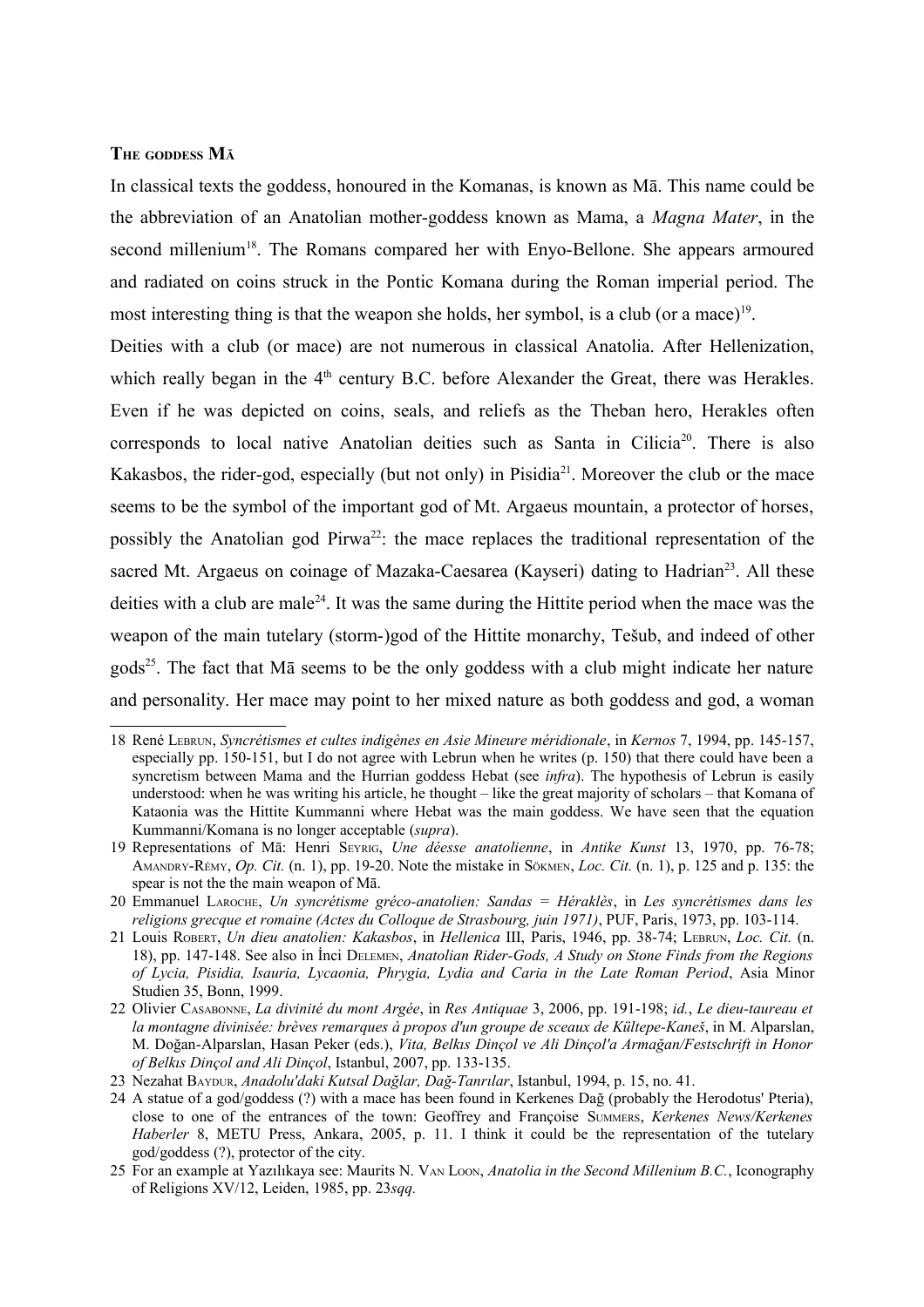**The goddess Mā**

In classical texts the goddess, honoured in the Komanas, is known as Mā. This name could be the abbreviation of an Anatolian mother-goddess known as Mama, a *Magna Mater*, in the second millenium[18]. The Romans compared her with Enyo-Bellone. She appears armoured and radiated on coins struck in the Pontic Komana during the Roman imperial period. The most interesting thing is that the weapon she holds, her symbol, is a club (or a mace)[19].

Deities with a club (or mace) are not numerous in classical Anatolia. After Hellenization, which really began in the 4th century B.C. before Alexander the Great, there was Herakles. Even if he was depicted on coins, seals, and reliefs as the Theban hero, Herakles often corresponds to local native Anatolian deities such as Santa in Cilicia[20]. There is also Kakasbos, the rider-god, especially (but not only) in Pisidia[21]. Moreover the club or the mace seems to be the symbol of the important god of Mt. Argaeus mountain, a protector of horses, possibly the Anatolian god Pirwa[22]: the mace replaces the traditional representation of the sacred Mt. Argaeus on coinage of Mazaka-Caesarea (Kayseri) dating to Hadrian[23]. All these deities with a club are male[24]. It was the same during the Hittite period when the mace was the weapon of the main tutelary (storm-)god of the Hittite monarchy, Tešub, and indeed of other gods[25]. The fact that Mā seems to be the only goddess with a club might indicate her nature and personality. Her mace may point to her mixed nature as both goddess and god, a woman

---

18 René Lebrun, *Syncrétismes et cultes indigènes en Asie Mineure méridionale*, in *Kernos* 7, 1994, pp. 145-157, especially pp. 150-151, but I do not agree with Lebrun when he writes (p. 150) that there could have been a syncretism between Mama and the Hurrian goddess Hebat (see *infra*). The hypothesis of Lebrun is easily understood: when he was writing his article, he thought – like the great majority of scholars – that Komana of Kataonia was the Hittite Kummanni where Hebat was the main goddess. We have seen that the equation Kummanni/Komana is no longer acceptable (*supra*).

19 Representations of Mā: Henri Seyrig, *Une déesse anatolienne*, in *Antike Kunst* 13, 1970, pp. 76-78; Amandry-Rémy, *Op. Cit.* (n. 1), pp. 19-20. Note the mistake in Sökmen, *Loc. Cit.* (n. 1), p. 125 and p. 135: the spear is not the the main weapon of Mā.

20 Emmanuel Laroche, *Un syncrétisme gréco-anatolien: Sandas = Héraklès*, in *Les syncrétismes dans les religions grecque et romaine (Actes du Colloque de Strasbourg, juin 1971)*, PUF, Paris, 1973, pp. 103-114.

21 Louis Robert, *Un dieu anatolien: Kakasbos*, in *Hellenica* III, Paris, 1946, pp. 38-74; Lebrun, *Loc. Cit.* (n. 18), pp. 147-148. See also in İnci Delemen, *Anatolian Rider-Gods, A Study on Stone Finds from the Regions of Lycia, Pisidia, Isauria, Lycaonia, Phrygia, Lydia and Caria in the Late Roman Period*, Asia Minor Studien 35, Bonn, 1999.

22 Olivier Casabonne, *La divinité du mont Argée*, in *Res Antiquae* 3, 2006, pp. 191-198; *id.*, *Le dieu-taureau et la montagne divinisée: brèves remarques à propos d'un groupe de sceaux de Kültepe-Kaneš*, in M. Alparslan, M. Doğan-Alparslan, Hasan Peker (eds.), *Vita, Belkıs Dinçol ve Ali Dinçol'a Armağan/Festschrift in Honor of Belkıs Dinçol and Ali Dinçol*, Istanbul, 2007, pp. 133-135.

23 Nezahat Baydur, *Anadolu'daki Kutsal Dağlar, Dağ-Tanrılar*, Istanbul, 1994, p. 15, no. 41.

24 A statue of a god/goddess (?) with a mace has been found in Kerkenes Dağ (probably the Herodotus' Pteria), close to one of the entrances of the town: Geoffrey and Françoise Summers, *Kerkenes News/Kerkenes Haberler* 8, METU Press, Ankara, 2005, p. 11. I think it could be the representation of the tutelary god/goddess (?), protector of the city.

25 For an example at Yazılıkaya see: Maurits N. Van Loon, *Anatolia in the Second Millenium B.C.*, Iconography of Religions XV/12, Leiden, 1985, pp. 23*sqq.*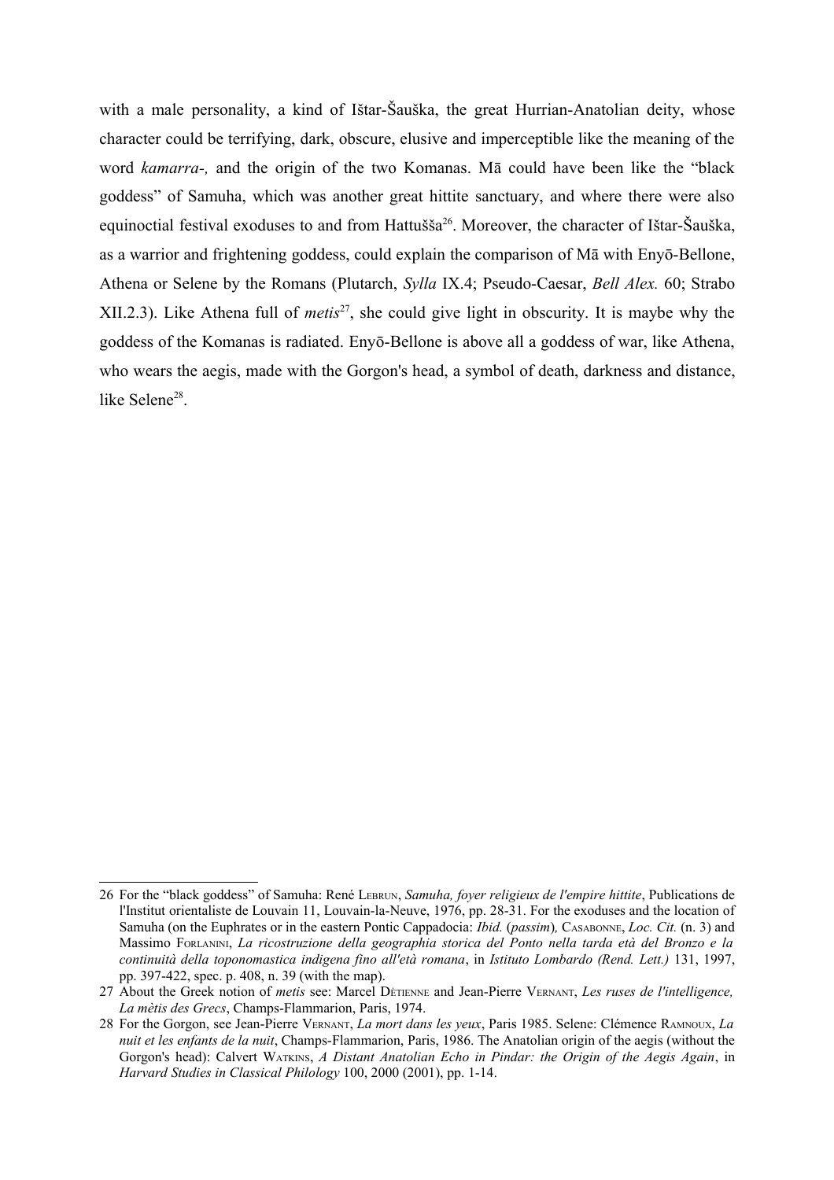with a male personality, a kind of Ištar-Šauška, the great Hurrian-Anatolian deity, whose character could be terrifying, dark, obscure, elusive and imperceptible like the meaning of the word *kamarra-,* and the origin of the two Komanas. Mā could have been like the "black goddess" of Samuha, which was another great hittite sanctuary, and where there were also equinoctial festival exoduses to and from Hattušša[26]. Moreover, the character of Ištar-Šauška, as a warrior and frightening goddess, could explain the comparison of Mā with Enyō-Bellone, Athena or Selene by the Romans (Plutarch, *Sylla* IX.4; Pseudo-Caesar, *Bell Alex.* 60; Strabo XII.2.3). Like Athena full of *metis*[27], she could give light in obscurity. It is maybe why the goddess of the Komanas is radiated. Enyō-Bellone is above all a goddess of war, like Athena, who wears the aegis, made with the Gorgon's head, a symbol of death, darkness and distance, like Selene[28].

---

26 For the "black goddess" of Samuha: René Lebrun, *Samuha, foyer religieux de l'empire hittite*, Publications de l'Institut orientaliste de Louvain 11, Louvain-la-Neuve, 1976, pp. 28-31. For the exoduses and the location of Samuha (on the Euphrates or in the eastern Pontic Cappadocia: *Ibid.* (*passim*), Casabonne, *Loc. Cit.* (n. 3) and Massimo Forlanini, *La ricostruzione della geographia storica del Ponto nella tarda età del Bronzo e la continuità della toponomastica indigena fino all'età romana*, in *Istituto Lombardo (Rend. Lett.)* 131, 1997, pp. 397-422, spec. p. 408, n. 39 (with the map).

27 About the Greek notion of *metis* see: Marcel Dètienne and Jean-Pierre Vernant, *Les ruses de l'intelligence, La mètis des Grecs*, Champs-Flammarion, Paris, 1974.

28 For the Gorgon, see Jean-Pierre Vernant, *La mort dans les yeux*, Paris 1985. Selene: Clémence Ramnoux, *La nuit et les enfants de la nuit*, Champs-Flammarion, Paris, 1986. The Anatolian origin of the aegis (without the Gorgon's head): Calvert Watkins, *A Distant Anatolian Echo in Pindar: the Origin of the Aegis Again*, in *Harvard Studies in Classical Philology* 100, 2000 (2001), pp. 1-14.